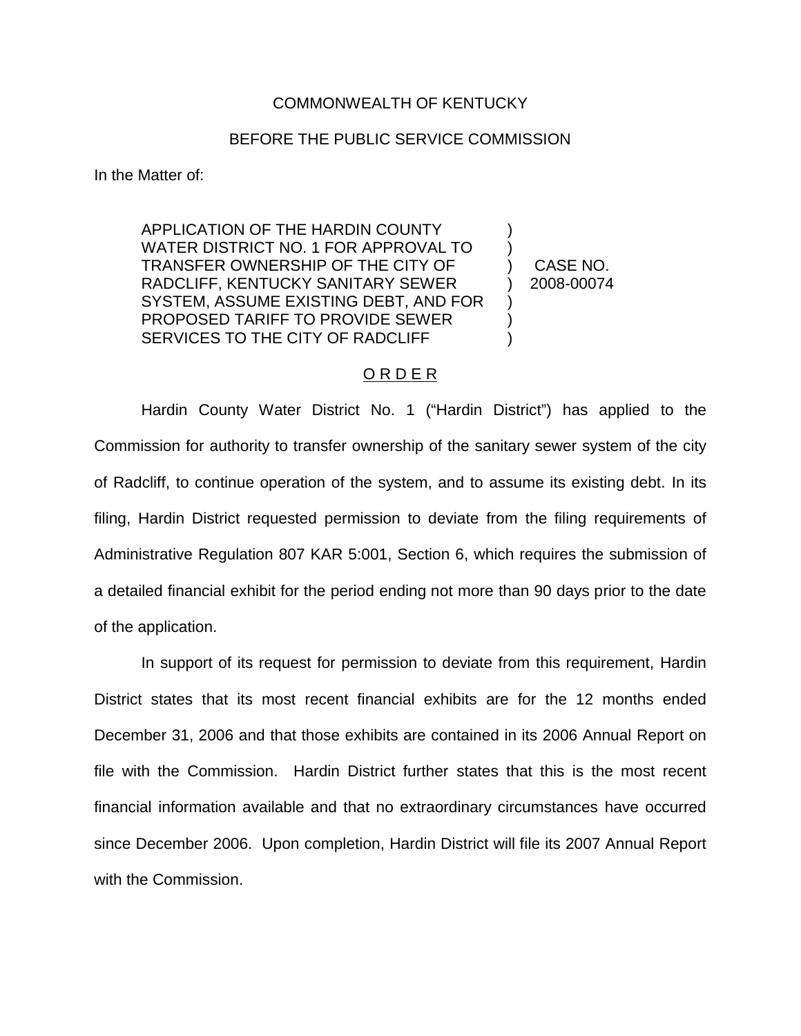COMMONWEALTH OF KENTUCKY

BEFORE THE PUBLIC SERVICE COMMISSION

In the Matter of:

| | | |
|---|---|---|
| APPLICATION OF THE HARDIN COUNTY WATER DISTRICT NO. 1 FOR APPROVAL TO TRANSFER OWNERSHIP OF THE CITY OF RADCLIFF, KENTUCKY SANITARY SEWER SYSTEM, ASSUME EXISTING DEBT, AND FOR PROPOSED TARIFF TO PROVIDE SEWER SERVICES TO THE CITY OF RADCLIFF | ) ) ) ) ) ) ) | CASE NO. 2008-00074 |

## O R D E R

Hardin County Water District No. 1 ("Hardin District") has applied to the Commission for authority to transfer ownership of the sanitary sewer system of the city of Radcliff, to continue operation of the system, and to assume its existing debt. In its filing, Hardin District requested permission to deviate from the filing requirements of Administrative Regulation 807 KAR 5:001, Section 6, which requires the submission of a detailed financial exhibit for the period ending not more than 90 days prior to the date of the application.

In support of its request for permission to deviate from this requirement, Hardin District states that its most recent financial exhibits are for the 12 months ended December 31, 2006 and that those exhibits are contained in its 2006 Annual Report on file with the Commission. Hardin District further states that this is the most recent financial information available and that no extraordinary circumstances have occurred since December 2006. Upon completion, Hardin District will file its 2007 Annual Report with the Commission.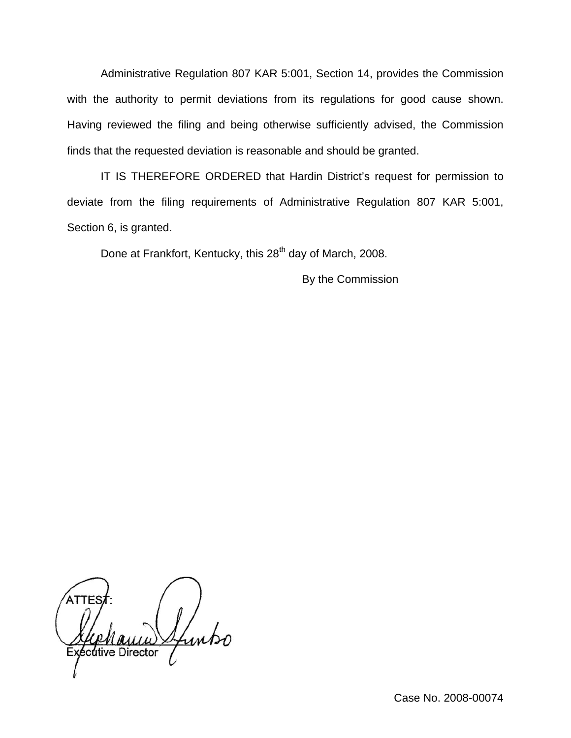Administrative Regulation 807 KAR 5:001, Section 14, provides the Commission with the authority to permit deviations from its regulations for good cause shown. Having reviewed the filing and being otherwise sufficiently advised, the Commission finds that the requested deviation is reasonable and should be granted.

IT IS THEREFORE ORDERED that Hardin District's request for permission to deviate from the filing requirements of Administrative Regulation 807 KAR 5:001, Section 6, is granted.

Done at Frankfort, Kentucky, this 28th day of March, 2008.

By the Commission

ATTEST:

Executive Director

Case No. 2008-00074